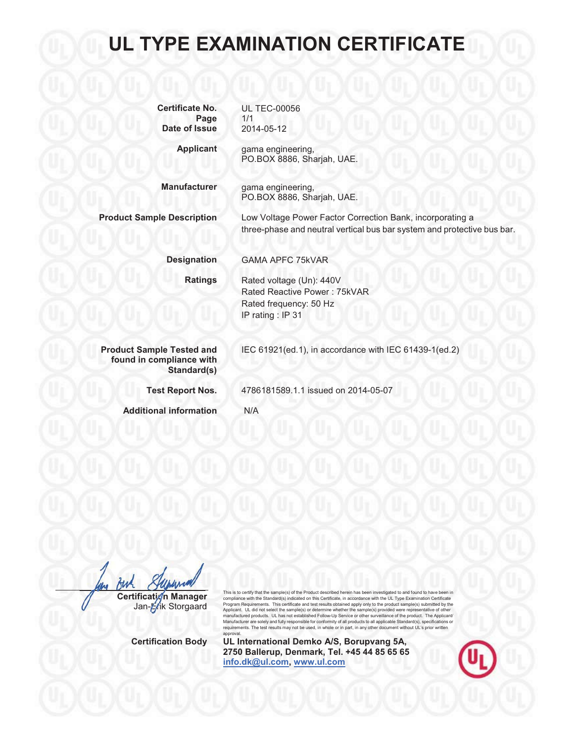# UL TYPE EXAMINATION CERTIFICATE

| | |
|---|---|
| **Certificate No.** | UL TEC-00056 |
| **Page** | 1/1 |
| **Date of Issue** | 2014-05-12 |
| **Applicant** | gama engineering, PO.BOX 8886, Sharjah, UAE. |
| **Manufacturer** | gama engineering, PO.BOX 8886, Sharjah, UAE. |
| **Product Sample Description** | Low Voltage Power Factor Correction Bank, incorporating a three-phase and neutral vertical bus bar system and protective bus bar. |
| **Designation** | GAMA APFC 75kVAR |
| **Ratings** | Rated voltage (Un): 440V<br>Rated Reactive Power : 75kVAR<br>Rated frequency: 50 Hz<br>IP rating : IP 31 |
| **Product Sample Tested and found in compliance with Standard(s)** | IEC 61921(ed.1), in accordance with IEC 61439-1(ed.2) |
| **Test Report Nos.** | 4786181589.1.1 issued on 2014-05-07 |
| **Additional information** | N/A |

**Certification Manager**
Jan-Erik Storgaard

This is to certify that the sample(s) of the Product described herein has been investigated to and found to have been in compliance with the Standard(s) indicated on this Certificate, in accordance with the UL Type Examination Certificate Program Requirements. This certificate and test results obtained apply only to the product sample(s) submitted by the Applicant. UL did not select the sample(s) or determine whether the sample(s) provided were representative of other manufactured products. UL has not established Follow-Up Service or other surveillance of the product. The Applicant/ Manufacturer are solely and fully responsible for conformity of all products to all applicable Standard(s), specifications or requirements. The test results may not be used, in whole or in part, in any other document without UL's prior written approval.

**Certification Body**

**UL International Demko A/S, Borupvang 5A, 2750 Ballerup, Denmark, Tel. +45 44 85 65 65**
**info.dk@ul.com, www.ul.com**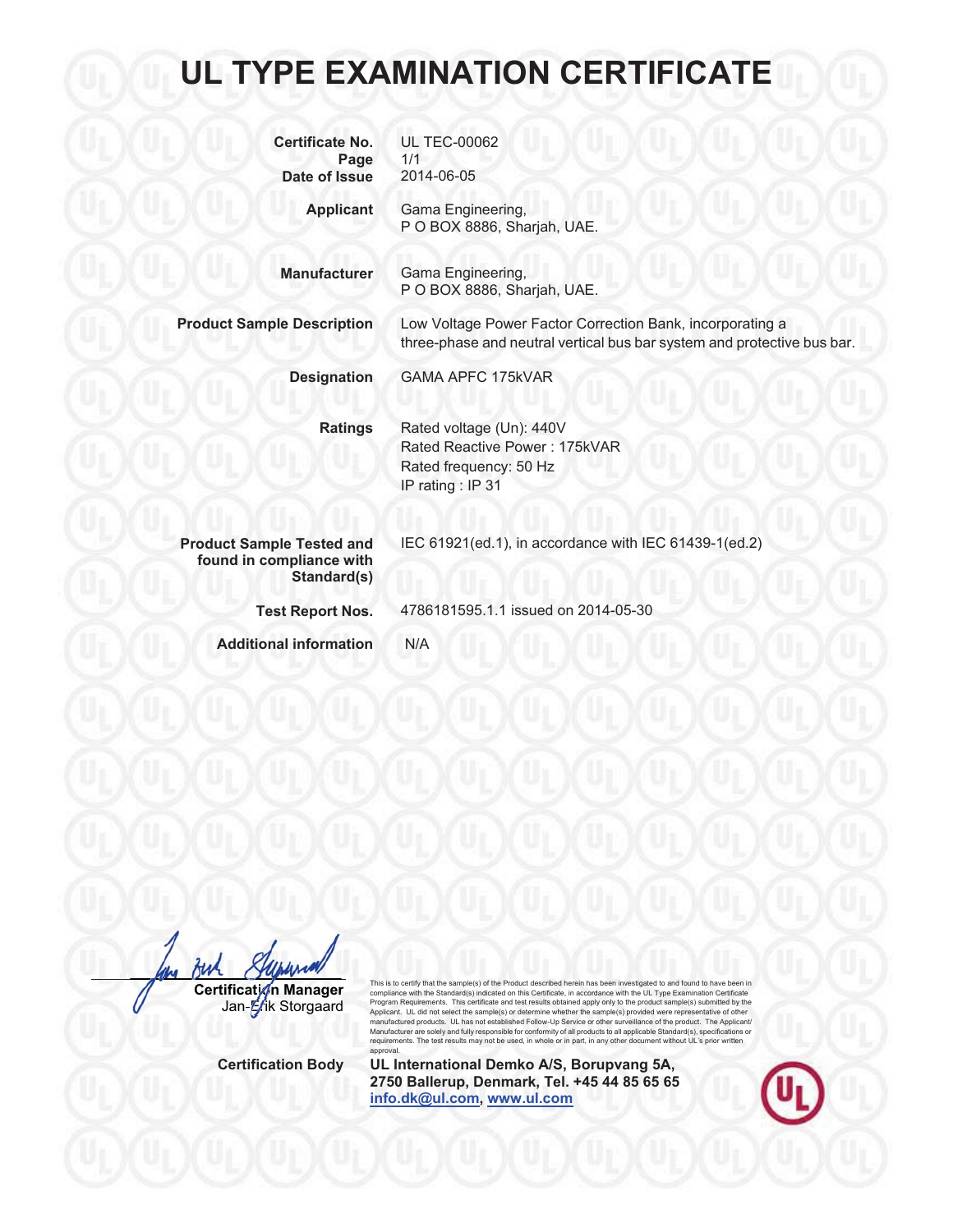# UL TYPE EXAMINATION CERTIFICATE

| | |
|---|---|
| **Certificate No.** | UL TEC-00062 |
| **Page** | 1/1 |
| **Date of Issue** | 2014-06-05 |
| **Applicant** | Gama Engineering, P O BOX 8886, Sharjah, UAE. |
| **Manufacturer** | Gama Engineering, P O BOX 8886, Sharjah, UAE. |
| **Product Sample Description** | Low Voltage Power Factor Correction Bank, incorporating a three-phase and neutral vertical bus bar system and protective bus bar. |
| **Designation** | GAMA APFC 175kVAR |
| **Ratings** | Rated voltage (Un): 440V<br>Rated Reactive Power : 175kVAR<br>Rated frequency: 50 Hz<br>IP rating : IP 31 |
| **Product Sample Tested and found in compliance with Standard(s)** | IEC 61921(ed.1), in accordance with IEC 61439-1(ed.2) |
| **Test Report Nos.** | 4786181595.1.1 issued on 2014-05-30 |
| **Additional information** | N/A |

**Certification Manager**
Jan-Erik Storgaard

This is to certify that the sample(s) of the Product described herein has been investigated to and found to have been in compliance with the Standard(s) indicated on this Certificate, in accordance with the UL Type Examination Certificate Program Requirements. This certificate and test results obtained apply only to the product sample(s) submitted by the Applicant. UL did not select the sample(s) or determine whether the sample(s) provided were representative of other manufactured products. UL has not established Follow-Up Service or other surveillance of the product. The Applicant/ Manufacturer are solely and fully responsible for conformity of all products to all applicable Standard(s), specifications or requirements. The test results may not be used, in whole or in part, in any other document without UL's prior written approval.

**Certification Body** **UL International Demko A/S, Borupvang 5A, 2750 Ballerup, Denmark, Tel. +45 44 85 65 65**
**info.dk@ul.com, www.ul.com**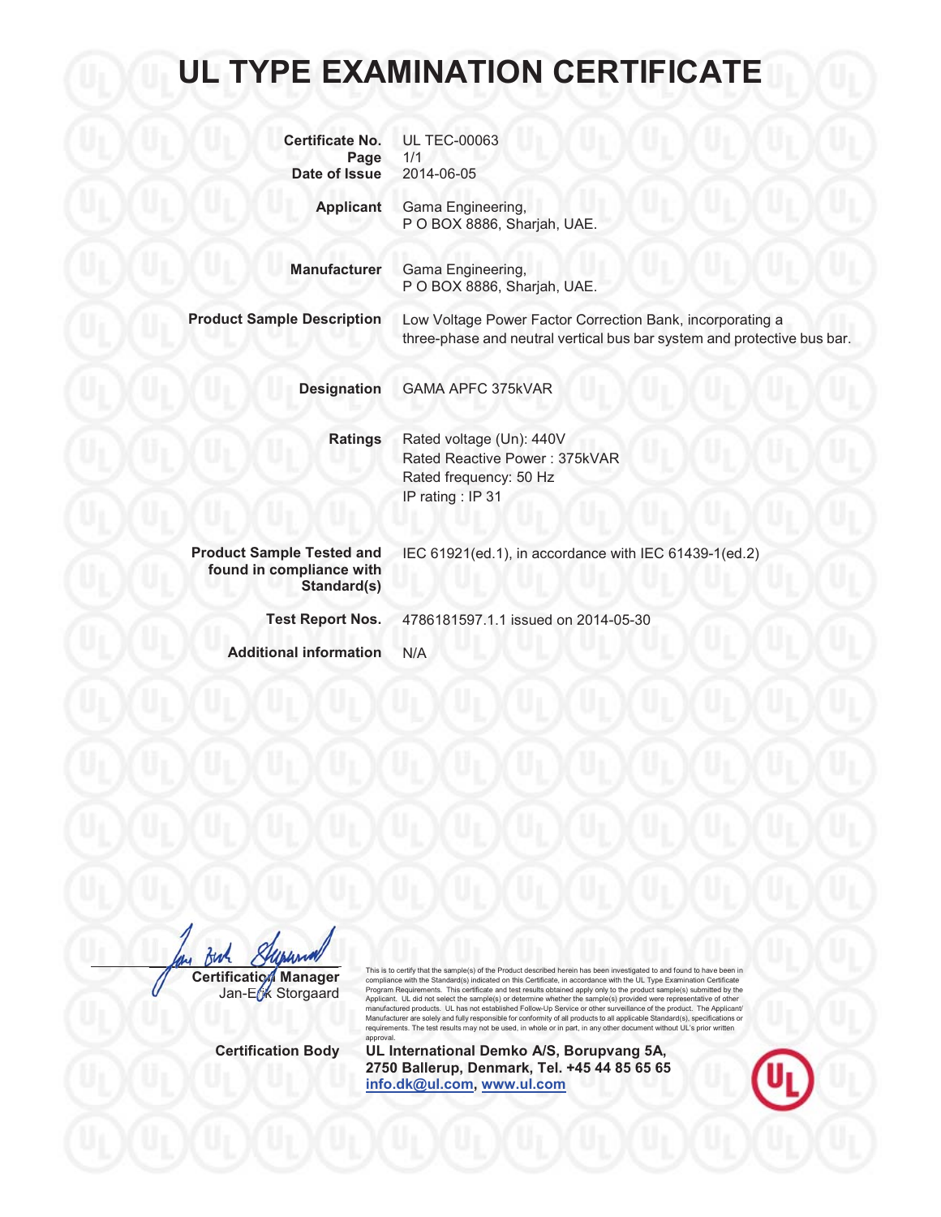# UL TYPE EXAMINATION CERTIFICATE

| | |
|---|---|
| **Certificate No.** | UL TEC-00063 |
| **Page** | 1/1 |
| **Date of Issue** | 2014-06-05 |
| **Applicant** | Gama Engineering,<br>P O BOX 8886, Sharjah, UAE. |
| **Manufacturer** | Gama Engineering,<br>P O BOX 8886, Sharjah, UAE. |
| **Product Sample Description** | Low Voltage Power Factor Correction Bank, incorporating a three-phase and neutral vertical bus bar system and protective bus bar. |
| **Designation** | GAMA APFC 375kVAR |
| **Ratings** | Rated voltage (Un): 440V<br>Rated Reactive Power : 375kVAR<br>Rated frequency: 50 Hz<br>IP rating : IP 31 |
| **Product Sample Tested and found in compliance with Standard(s)** | IEC 61921(ed.1), in accordance with IEC 61439-1(ed.2) |
| **Test Report Nos.** | 4786181597.1.1 issued on 2014-05-30 |
| **Additional information** | N/A |

**Certification Manager**
Jan-Erik Storgaard

This is to certify that the sample(s) of the Product described herein has been investigated to and found to have been in compliance with the Standard(s) indicated on this Certificate, in accordance with the UL Type Examination Certificate Program Requirements. This certificate and test results obtained apply only to the product sample(s) submitted by the Applicant. UL did not select the sample(s) or determine whether the sample(s) provided were representative of other manufactured products. UL has not established Follow-Up Service or other surveillance of the product. The Applicant/ Manufacturer are solely and fully responsible for conformity of all products to all applicable Standard(s), specifications or requirements. The test results may not be used, in whole or in part, in any other document without UL's prior written approval.

**Certification Body**

**UL International Demko A/S, Borupvang 5A, 2750 Ballerup, Denmark, Tel. +45 44 85 65 65**
**info.dk@ul.com, www.ul.com**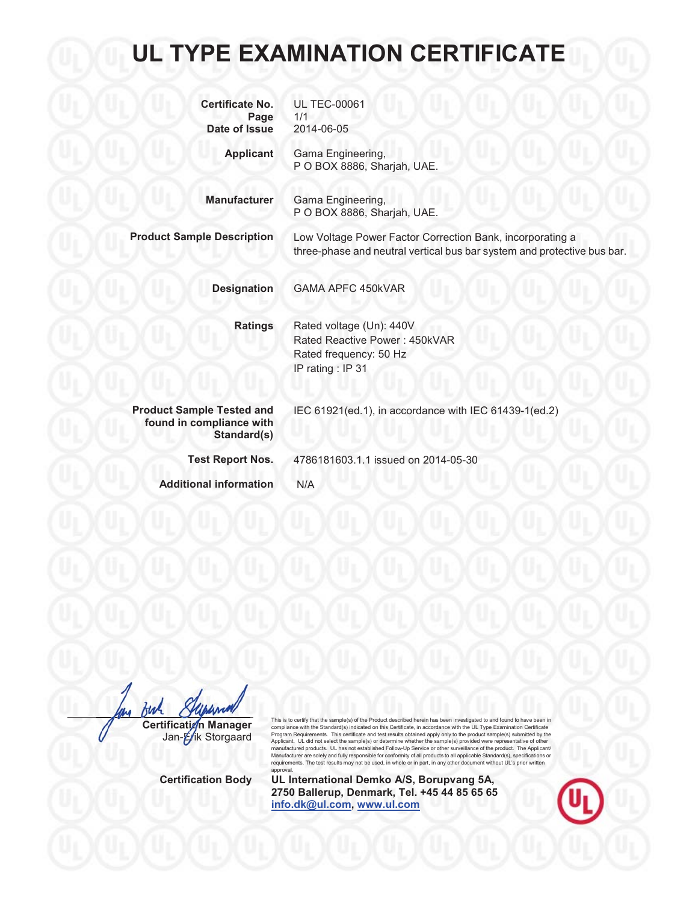# UL TYPE EXAMINATION CERTIFICATE

| | |
|---|---|
| **Certificate No.** | UL TEC-00061 |
| **Page** | 1/1 |
| **Date of Issue** | 2014-06-05 |
| **Applicant** | Gama Engineering, P O BOX 8886, Sharjah, UAE. |
| **Manufacturer** | Gama Engineering, P O BOX 8886, Sharjah, UAE. |
| **Product Sample Description** | Low Voltage Power Factor Correction Bank, incorporating a three-phase and neutral vertical bus bar system and protective bus bar. |
| **Designation** | GAMA APFC 450kVAR |
| **Ratings** | Rated voltage (Un): 440V<br>Rated Reactive Power : 450kVAR<br>Rated frequency: 50 Hz<br>IP rating : IP 31 |
| **Product Sample Tested and found in compliance with Standard(s)** | IEC 61921(ed.1), in accordance with IEC 61439-1(ed.2) |
| **Test Report Nos.** | 4786181603.1.1 issued on 2014-05-30 |
| **Additional information** | N/A |

**Certification Manager**
Jan-Erik Storgaard

This is to certify that the sample(s) of the Product described herein has been investigated to and found to have been in compliance with the Standard(s) indicated on this Certificate, in accordance with the UL Type Examination Certificate Program Requirements. This certificate and test results obtained apply only to the product sample(s) submitted by the Applicant. UL did not select the sample(s) or determine whether the sample(s) provided were representative of other manufactured products. UL has not established Follow-Up Service or other surveillance of the product. The Applicant/ Manufacturer are solely and fully responsible for conformity of all products to all applicable Standard(s), specifications or requirements. The test results may not be used, in whole or in part, in any other document without UL's prior written approval.

**Certification Body**

**UL International Demko A/S, Borupvang 5A, 2750 Ballerup, Denmark, Tel. +45 44 85 65 65**
**info.dk@ul.com, www.ul.com**